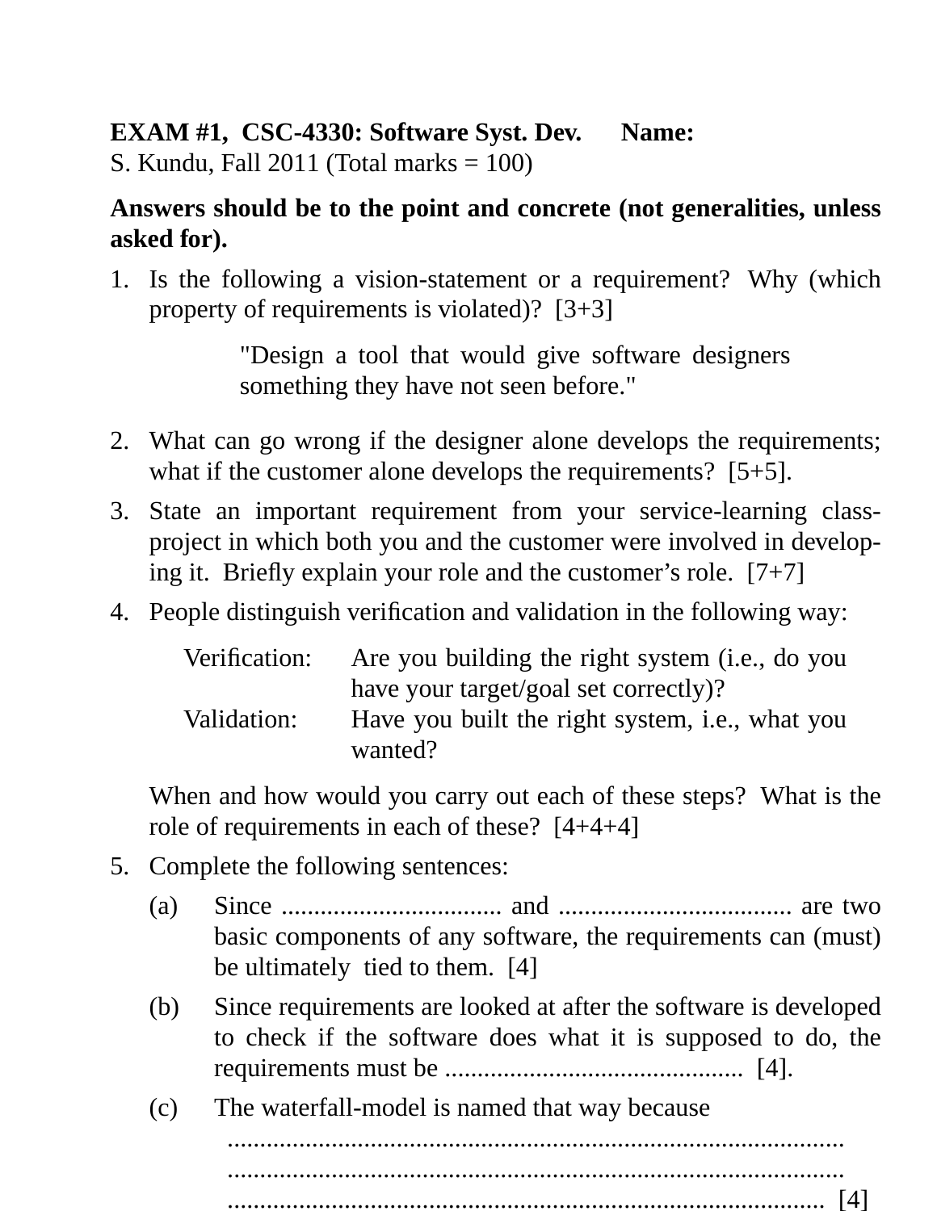**EXAM #1, CSC-4330: Software Syst. Dev.** **Name:**
S. Kundu, Fall 2011 (Total marks = 100)

**Answers should be to the point and concrete (not generalities, unless asked for).**

1. Is the following a vision-statement or a requirement? Why (which property of requirements is violated)? [3+3]

   "Design a tool that would give software designers something they have not seen before."

2. What can go wrong if the designer alone develops the requirements; what if the customer alone develops the requirements? [5+5].

3. State an important requirement from your service-learning class-project in which both you and the customer were involved in developing it. Briefly explain your role and the customer's role. [7+7]

4. People distinguish verification and validation in the following way:

   | | |
   |---|---|
   | Verification: | Are you building the right system (i.e., do you have your target/goal set correctly)? |
   | Validation: | Have you built the right system, i.e., what you wanted? |

   When and how would you carry out each of these steps? What is the role of requirements in each of these? [4+4+4]

5. Complete the following sentences:

   (a) Since ................................. and ................................... are two basic components of any software, the requirements can (must) be ultimately tied to them. [4]

   (b) Since requirements are looked at after the software is developed to check if the software does what it is supposed to do, the requirements must be ............................................. [4].

   (c) The waterfall-model is named that way because
   ...................................................................................................
   ...................................................................................................
   .................................................................................................. [4]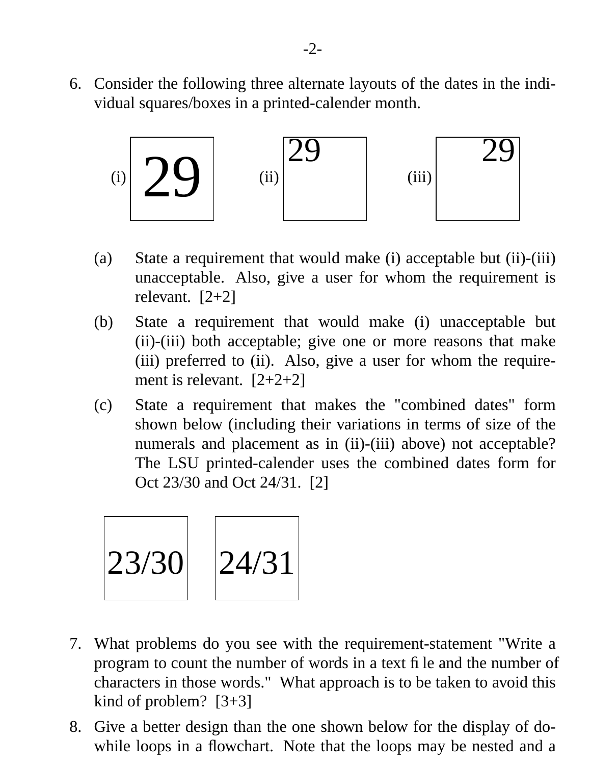6. Consider the following three alternate layouts of the dates in the individual squares/boxes in a printed-calender month.

   (i) 29 &nbsp;&nbsp;&nbsp; (ii) 29 &nbsp;&nbsp;&nbsp; (iii) 29

   (a) State a requirement that would make (i) acceptable but (ii)-(iii) unacceptable. Also, give a user for whom the requirement is relevant. [2+2]

   (b) State a requirement that would make (i) unacceptable but (ii)-(iii) both acceptable; give one or more reasons that make (iii) preferred to (ii). Also, give a user for whom the requirement is relevant. [2+2+2]

   (c) State a requirement that makes the "combined dates" form shown below (including their variations in terms of size of the numerals and placement as in (ii)-(iii) above) not acceptable? The LSU printed-calender uses the combined dates form for Oct 23/30 and Oct 24/31. [2]

   23/30 &nbsp;&nbsp;&nbsp; 24/31

7. What problems do you see with the requirement-statement "Write a program to count the number of words in a text file and the number of characters in those words." What approach is to be taken to avoid this kind of problem? [3+3]

8. Give a better design than the one shown below for the display of do-while loops in a flowchart. Note that the loops may be nested and a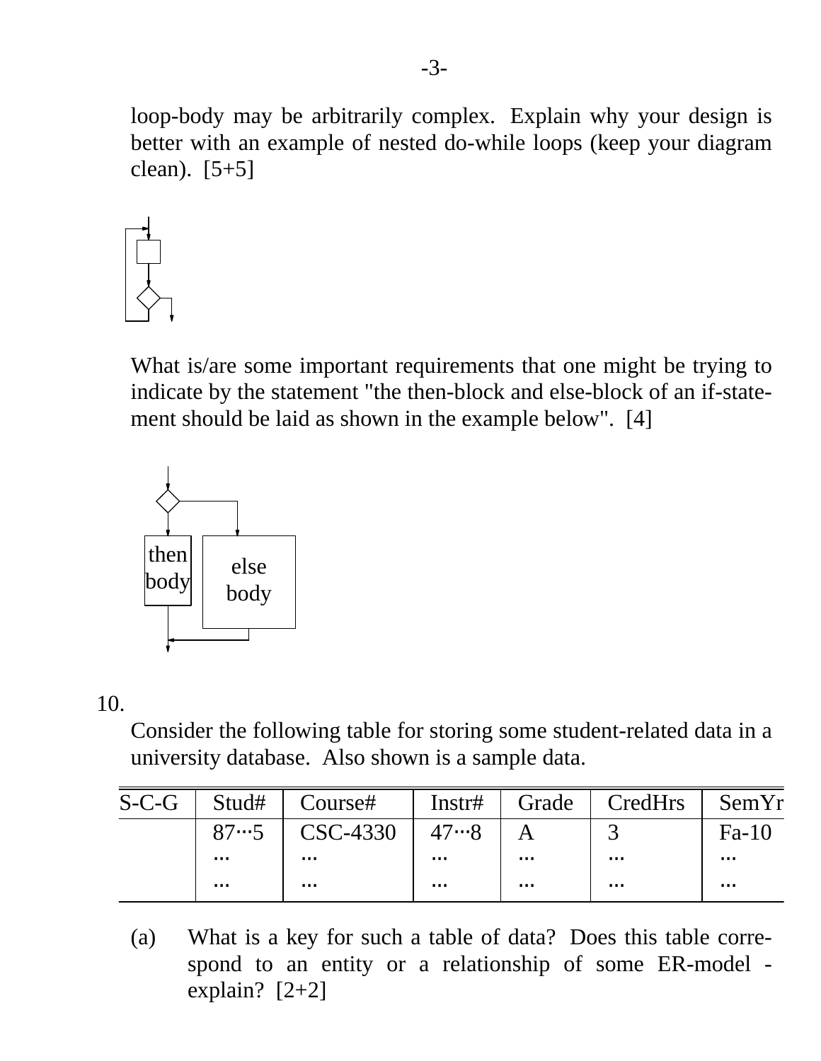loop-body may be arbitrarily complex. Explain why your design is better with an example of nested do-while loops (keep your diagram clean). [5+5]

What is/are some important requirements that one might be trying to indicate by the statement "the then-block and else-block of an if-statement should be laid as shown in the example below". [4]

then body

else body

10.

Consider the following table for storing some student-related data in a university database. Also shown is a sample data.

| S-C-G | Stud# | Course# | Instr# | Grade | CredHrs | SemYr |
|---|---|---|---|---|---|---|
| | 87···5 | CSC-4330 | 47···8 | A | 3 | Fa-10 |
| | ... | ... | ... | ... | ... | ... |
| | ... | ... | ... | ... | ... | ... |

(a) What is a key for such a table of data? Does this table correspond to an entity or a relationship of some ER-model - explain? [2+2]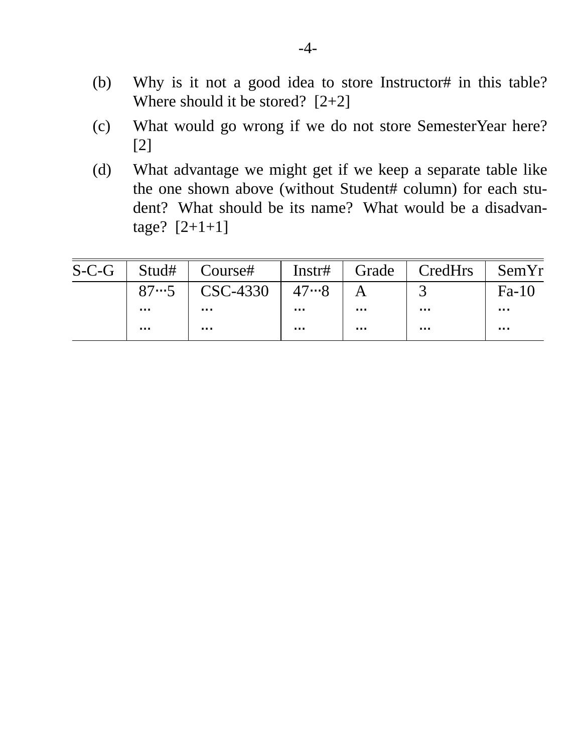(b) Why is it not a good idea to store Instructor# in this table? Where should it be stored? [2+2]

(c) What would go wrong if we do not store SemesterYear here? [2]

(d) What advantage we might get if we keep a separate table like the one shown above (without Student# column) for each student? What should be its name? What would be a disadvantage? [2+1+1]

| S-C-G | Stud# | Course# | Instr# | Grade | CredHrs | SemYr |
|---|---|---|---|---|---|---|
| | 87···5 | CSC-4330 | 47···8 | A | 3 | Fa-10 |
| | ... | ... | ... | ... | ... | ... |
| | ... | ... | ... | ... | ... | ... |